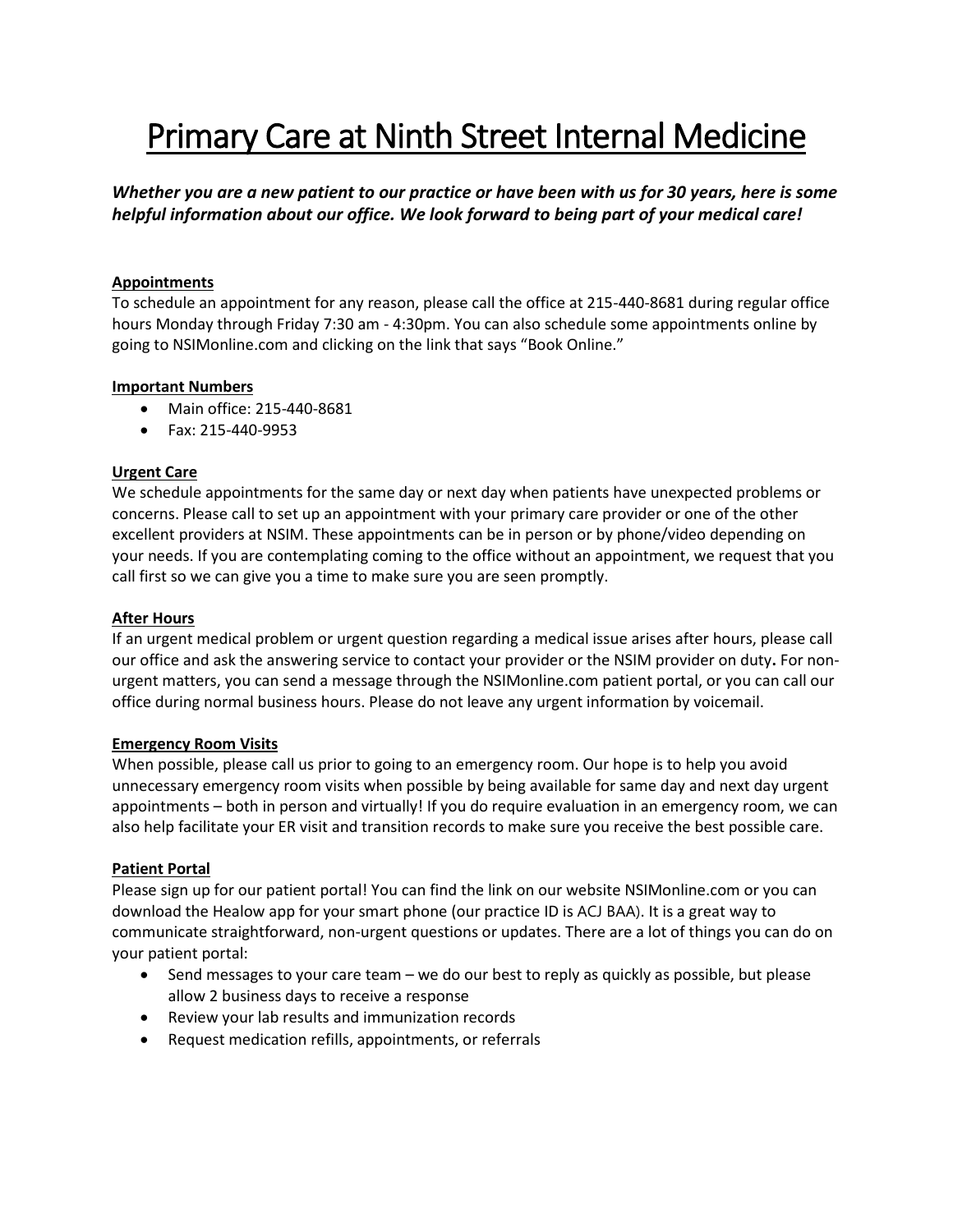# Primary Care at Ninth Street Internal Medicine

***Whether you are a new patient to our practice or have been with us for 30 years, here is some helpful information about our office. We look forward to being part of your medical care!***

## Appointments

To schedule an appointment for any reason, please call the office at 215-440-8681 during regular office hours Monday through Friday 7:30 am - 4:30pm. You can also schedule some appointments online by going to NSIMonline.com and clicking on the link that says "Book Online."

## Important Numbers

- Main office: 215-440-8681
- Fax: 215-440-9953

## Urgent Care

We schedule appointments for the same day or next day when patients have unexpected problems or concerns. Please call to set up an appointment with your primary care provider or one of the other excellent providers at NSIM. These appointments can be in person or by phone/video depending on your needs. If you are contemplating coming to the office without an appointment, we request that you call first so we can give you a time to make sure you are seen promptly.

## After Hours

If an urgent medical problem or urgent question regarding a medical issue arises after hours, please call our office and ask the answering service to contact your provider or the NSIM provider on duty**.** For non-urgent matters, you can send a message through the NSIMonline.com patient portal, or you can call our office during normal business hours. Please do not leave any urgent information by voicemail.

## Emergency Room Visits

When possible, please call us prior to going to an emergency room. Our hope is to help you avoid unnecessary emergency room visits when possible by being available for same day and next day urgent appointments – both in person and virtually! If you do require evaluation in an emergency room, we can also help facilitate your ER visit and transition records to make sure you receive the best possible care.

## Patient Portal

Please sign up for our patient portal! You can find the link on our website NSIMonline.com or you can download the Healow app for your smart phone (our practice ID is ACJ BAA). It is a great way to communicate straightforward, non-urgent questions or updates. There are a lot of things you can do on your patient portal:

- Send messages to your care team – we do our best to reply as quickly as possible, but please allow 2 business days to receive a response
- Review your lab results and immunization records
- Request medication refills, appointments, or referrals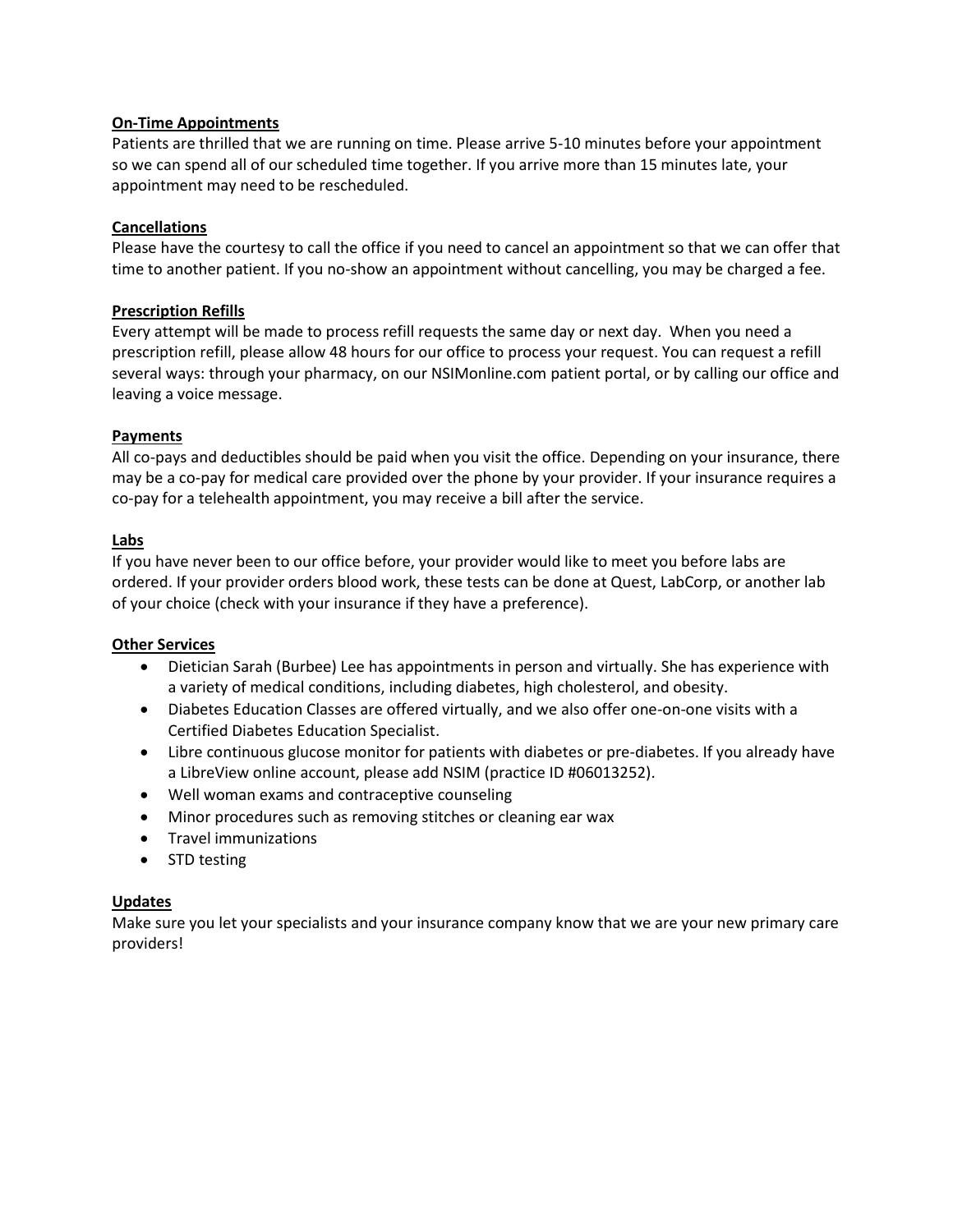**On-Time Appointments**

Patients are thrilled that we are running on time. Please arrive 5-10 minutes before your appointment so we can spend all of our scheduled time together. If you arrive more than 15 minutes late, your appointment may need to be rescheduled.

**Cancellations**

Please have the courtesy to call the office if you need to cancel an appointment so that we can offer that time to another patient. If you no-show an appointment without cancelling, you may be charged a fee.

**Prescription Refills**

Every attempt will be made to process refill requests the same day or next day. When you need a prescription refill, please allow 48 hours for our office to process your request. You can request a refill several ways: through your pharmacy, on our NSIMonline.com patient portal, or by calling our office and leaving a voice message.

**Payments**

All co-pays and deductibles should be paid when you visit the office. Depending on your insurance, there may be a co-pay for medical care provided over the phone by your provider. If your insurance requires a co-pay for a telehealth appointment, you may receive a bill after the service.

**Labs**

If you have never been to our office before, your provider would like to meet you before labs are ordered. If your provider orders blood work, these tests can be done at Quest, LabCorp, or another lab of your choice (check with your insurance if they have a preference).

**Other Services**

- Dietician Sarah (Burbee) Lee has appointments in person and virtually. She has experience with a variety of medical conditions, including diabetes, high cholesterol, and obesity.
- Diabetes Education Classes are offered virtually, and we also offer one-on-one visits with a Certified Diabetes Education Specialist.
- Libre continuous glucose monitor for patients with diabetes or pre-diabetes. If you already have a LibreView online account, please add NSIM (practice ID #06013252).
- Well woman exams and contraceptive counseling
- Minor procedures such as removing stitches or cleaning ear wax
- Travel immunizations
- STD testing

**Updates**

Make sure you let your specialists and your insurance company know that we are your new primary care providers!